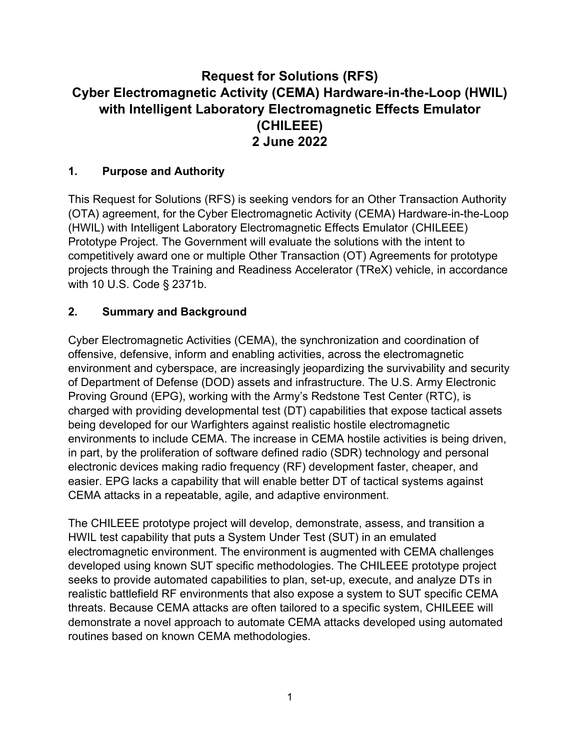# Request for Solutions (RFS) Cyber Electromagnetic Activity (CEMA) Hardware-in-the-Loop (HWIL) with Intelligent Laboratory Electromagnetic Effects Emulator (CHILEEE) 2 June 2022

## 1. Purpose and Authority

This Request for Solutions (RFS) is seeking vendors for an Other Transaction Authority (OTA) agreement, for the Cyber Electromagnetic Activity (CEMA) Hardware-in-the-Loop (HWIL) with Intelligent Laboratory Electromagnetic Effects Emulator (CHILEEE) Prototype Project. The Government will evaluate the solutions with the intent to competitively award one or multiple Other Transaction (OT) Agreements for prototype projects through the Training and Readiness Accelerator (TReX) vehicle, in accordance with 10 U.S. Code § 2371b.

## 2. Summary and Background

Cyber Electromagnetic Activities (CEMA), the synchronization and coordination of offensive, defensive, inform and enabling activities, across the electromagnetic environment and cyberspace, are increasingly jeopardizing the survivability and security of Department of Defense (DOD) assets and infrastructure. The U.S. Army Electronic Proving Ground (EPG), working with the Army's Redstone Test Center (RTC), is charged with providing developmental test (DT) capabilities that expose tactical assets being developed for our Warfighters against realistic hostile electromagnetic environments to include CEMA. The increase in CEMA hostile activities is being driven, in part, by the proliferation of software defined radio (SDR) technology and personal electronic devices making radio frequency (RF) development faster, cheaper, and easier. EPG lacks a capability that will enable better DT of tactical systems against CEMA attacks in a repeatable, agile, and adaptive environment.

The CHILEEE prototype project will develop, demonstrate, assess, and transition a HWIL test capability that puts a System Under Test (SUT) in an emulated electromagnetic environment. The environment is augmented with CEMA challenges developed using known SUT specific methodologies. The CHILEEE prototype project seeks to provide automated capabilities to plan, set-up, execute, and analyze DTs in realistic battlefield RF environments that also expose a system to SUT specific CEMA threats. Because CEMA attacks are often tailored to a specific system, CHILEEE will demonstrate a novel approach to automate CEMA attacks developed using automated routines based on known CEMA methodologies.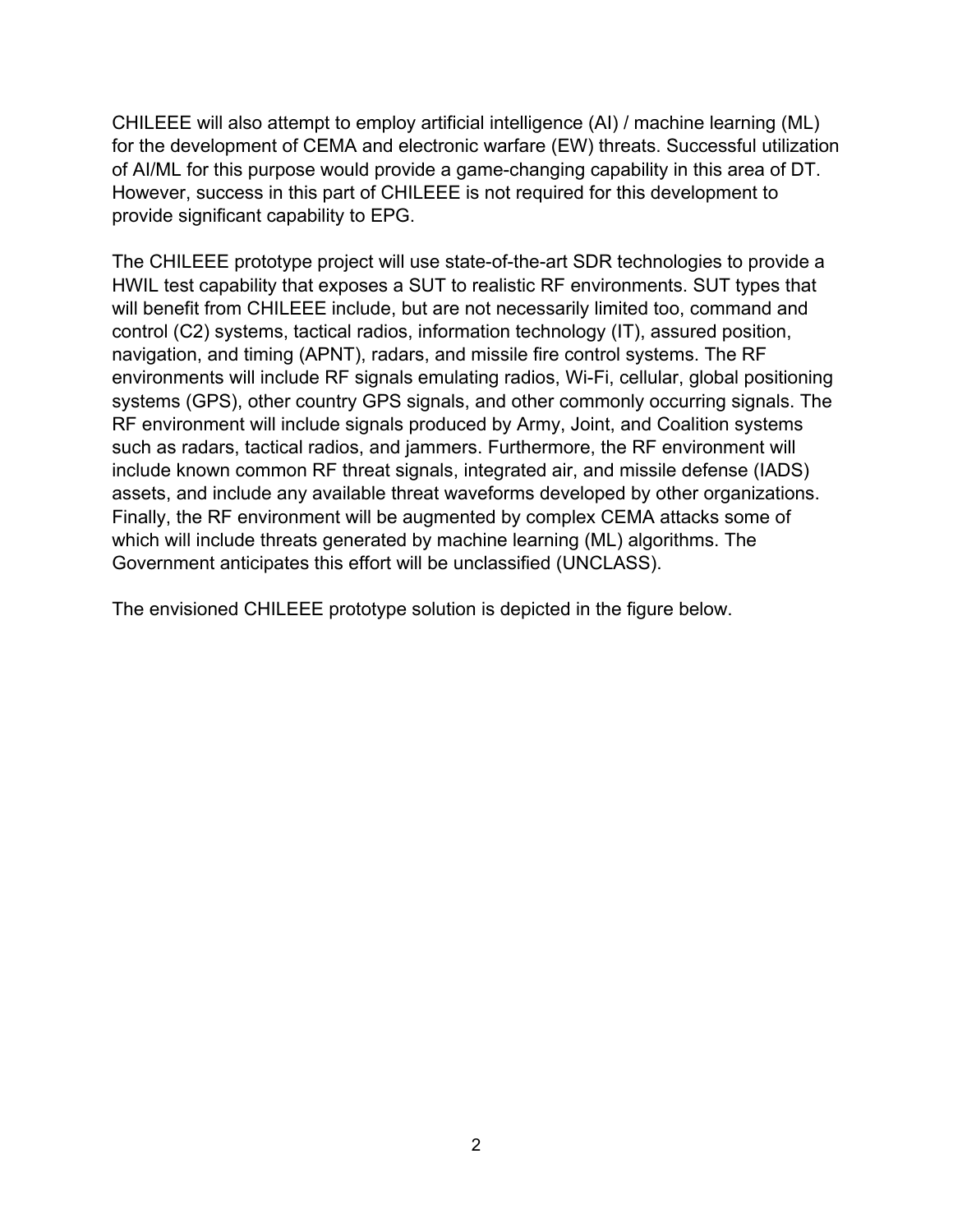CHILEEE will also attempt to employ artificial intelligence (AI) / machine learning (ML) for the development of CEMA and electronic warfare (EW) threats. Successful utilization of AI/ML for this purpose would provide a game-changing capability in this area of DT. However, success in this part of CHILEEE is not required for this development to provide significant capability to EPG.

The CHILEEE prototype project will use state-of-the-art SDR technologies to provide a HWIL test capability that exposes a SUT to realistic RF environments. SUT types that will benefit from CHILEEE include, but are not necessarily limited too, command and control (C2) systems, tactical radios, information technology (IT), assured position, navigation, and timing (APNT), radars, and missile fire control systems. The RF environments will include RF signals emulating radios, Wi-Fi, cellular, global positioning systems (GPS), other country GPS signals, and other commonly occurring signals. The RF environment will include signals produced by Army, Joint, and Coalition systems such as radars, tactical radios, and jammers. Furthermore, the RF environment will include known common RF threat signals, integrated air, and missile defense (IADS) assets, and include any available threat waveforms developed by other organizations. Finally, the RF environment will be augmented by complex CEMA attacks some of which will include threats generated by machine learning (ML) algorithms. The Government anticipates this effort will be unclassified (UNCLASS).

The envisioned CHILEEE prototype solution is depicted in the figure below.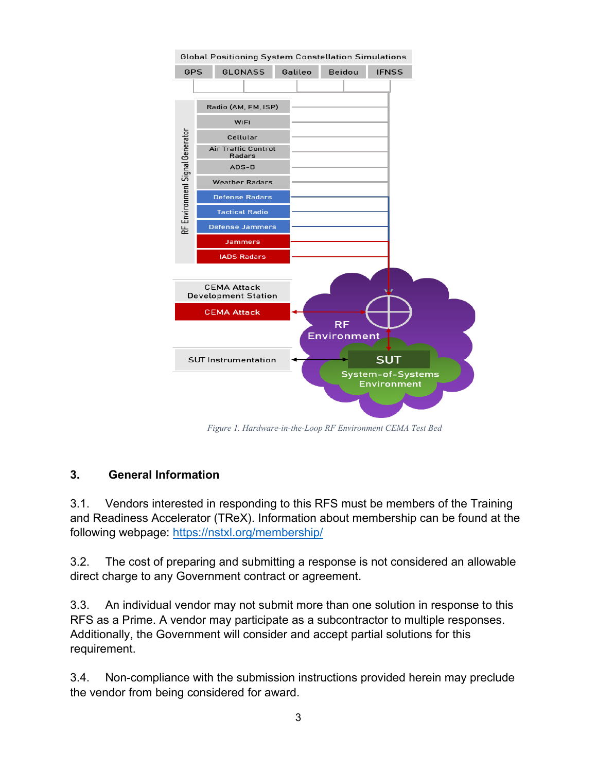Figure 1. Hardware-in-the-Loop RF Environment CEMA Test Bed

## 3. General Information

3.1. Vendors interested in responding to this RFS must be members of the Training and Readiness Accelerator (TReX). Information about membership can be found at the following webpage: https://nstxl.org/membership/

3.2. The cost of preparing and submitting a response is not considered an allowable direct charge to any Government contract or agreement.

3.3. An individual vendor may not submit more than one solution in response to this RFS as a Prime. A vendor may participate as a subcontractor to multiple responses. Additionally, the Government will consider and accept partial solutions for this requirement.

3.4. Non-compliance with the submission instructions provided herein may preclude the vendor from being considered for award.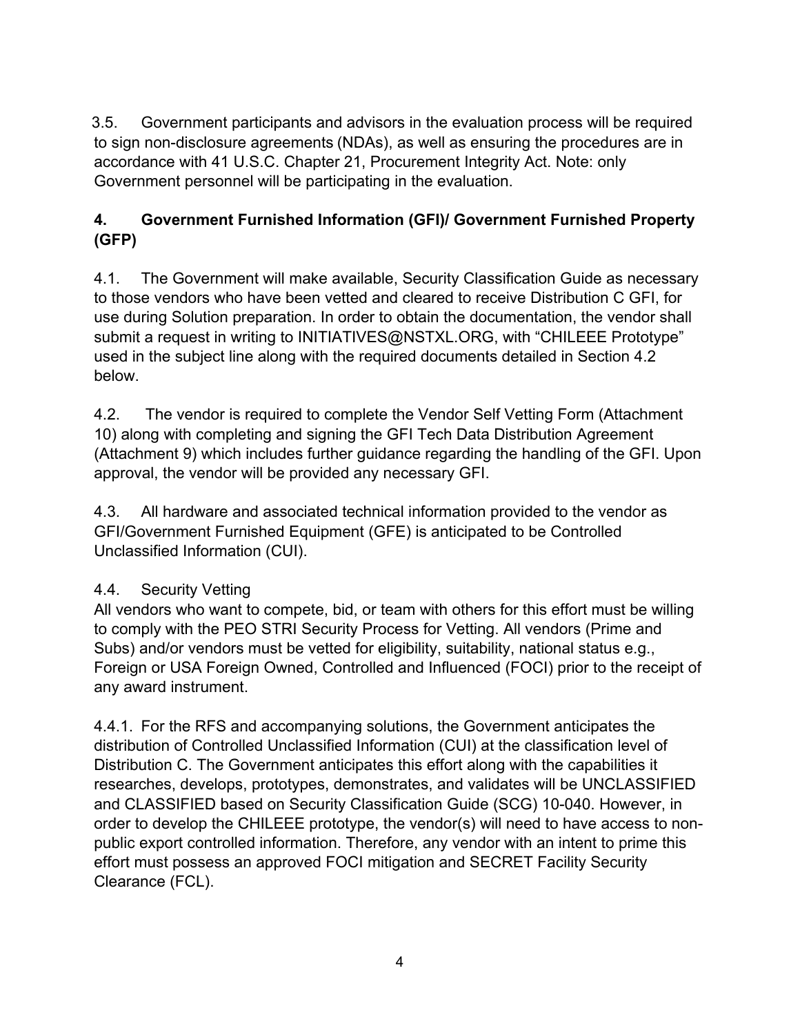3.5. Government participants and advisors in the evaluation process will be required to sign non-disclosure agreements (NDAs), as well as ensuring the procedures are in accordance with 41 U.S.C. Chapter 21, Procurement Integrity Act. Note: only Government personnel will be participating in the evaluation.

## 4. Government Furnished Information (GFI)/ Government Furnished Property (GFP)

4.1. The Government will make available, Security Classification Guide as necessary to those vendors who have been vetted and cleared to receive Distribution C GFI, for use during Solution preparation. In order to obtain the documentation, the vendor shall submit a request in writing to INITIATIVES@NSTXL.ORG, with "CHILEEE Prototype" used in the subject line along with the required documents detailed in Section 4.2 below.

4.2. The vendor is required to complete the Vendor Self Vetting Form (Attachment 10) along with completing and signing the GFI Tech Data Distribution Agreement (Attachment 9) which includes further guidance regarding the handling of the GFI. Upon approval, the vendor will be provided any necessary GFI.

4.3. All hardware and associated technical information provided to the vendor as GFI/Government Furnished Equipment (GFE) is anticipated to be Controlled Unclassified Information (CUI).

4.4. Security Vetting
All vendors who want to compete, bid, or team with others for this effort must be willing to comply with the PEO STRI Security Process for Vetting. All vendors (Prime and Subs) and/or vendors must be vetted for eligibility, suitability, national status e.g., Foreign or USA Foreign Owned, Controlled and Influenced (FOCI) prior to the receipt of any award instrument.

4.4.1. For the RFS and accompanying solutions, the Government anticipates the distribution of Controlled Unclassified Information (CUI) at the classification level of Distribution C. The Government anticipates this effort along with the capabilities it researches, develops, prototypes, demonstrates, and validates will be UNCLASSIFIED and CLASSIFIED based on Security Classification Guide (SCG) 10-040. However, in order to develop the CHILEEE prototype, the vendor(s) will need to have access to non-public export controlled information. Therefore, any vendor with an intent to prime this effort must possess an approved FOCI mitigation and SECRET Facility Security Clearance (FCL).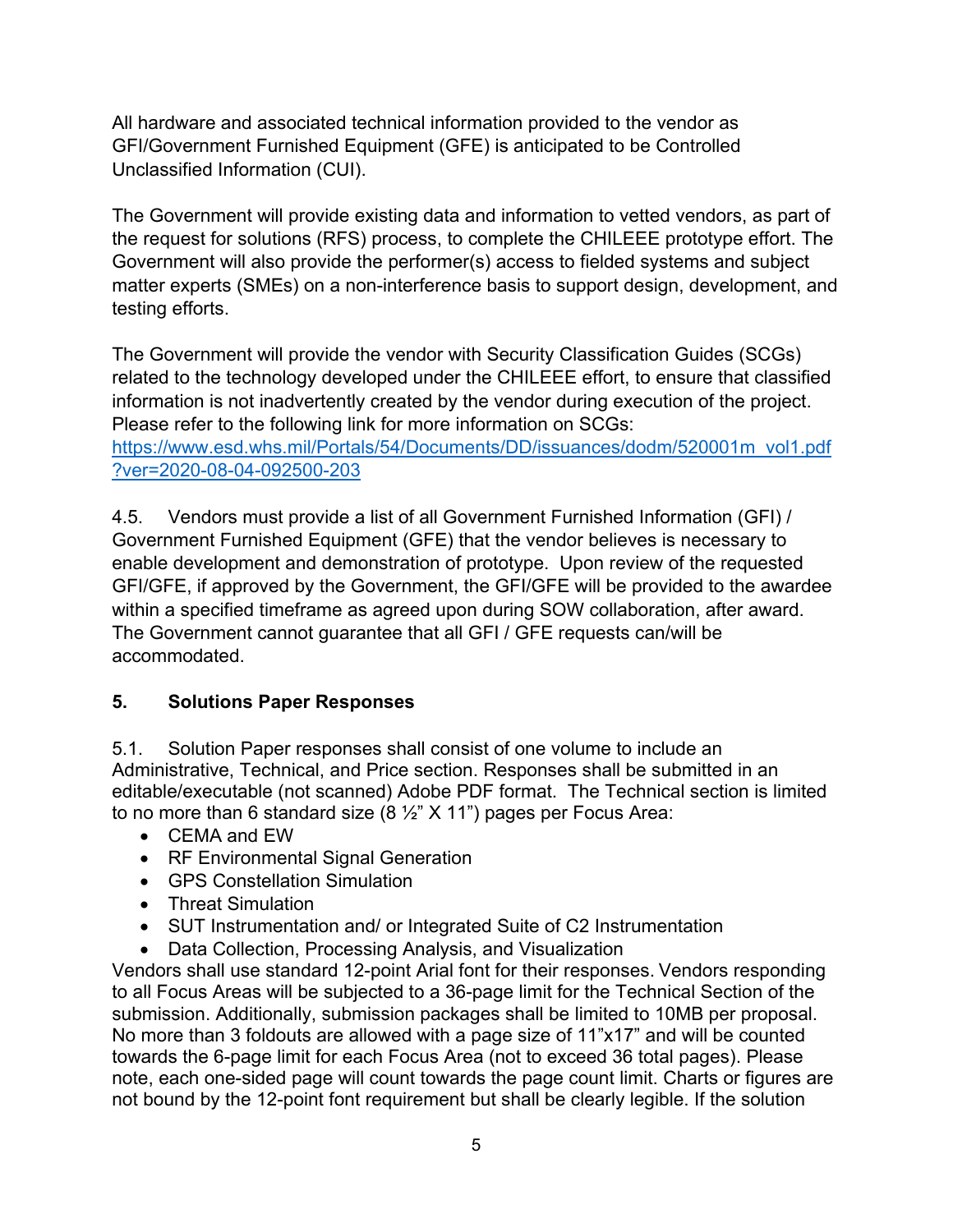All hardware and associated technical information provided to the vendor as GFI/Government Furnished Equipment (GFE) is anticipated to be Controlled Unclassified Information (CUI).

The Government will provide existing data and information to vetted vendors, as part of the request for solutions (RFS) process, to complete the CHILEEE prototype effort. The Government will also provide the performer(s) access to fielded systems and subject matter experts (SMEs) on a non-interference basis to support design, development, and testing efforts.

The Government will provide the vendor with Security Classification Guides (SCGs) related to the technology developed under the CHILEEE effort, to ensure that classified information is not inadvertently created by the vendor during execution of the project. Please refer to the following link for more information on SCGs: https://www.esd.whs.mil/Portals/54/Documents/DD/issuances/dodm/520001m_vol1.pdf?ver=2020-08-04-092500-203

4.5. Vendors must provide a list of all Government Furnished Information (GFI) / Government Furnished Equipment (GFE) that the vendor believes is necessary to enable development and demonstration of prototype. Upon review of the requested GFI/GFE, if approved by the Government, the GFI/GFE will be provided to the awardee within a specified timeframe as agreed upon during SOW collaboration, after award. The Government cannot guarantee that all GFI / GFE requests can/will be accommodated.

## 5. Solutions Paper Responses

5.1. Solution Paper responses shall consist of one volume to include an Administrative, Technical, and Price section. Responses shall be submitted in an editable/executable (not scanned) Adobe PDF format. The Technical section is limited to no more than 6 standard size (8 ½" X 11") pages per Focus Area:

- CEMA and EW
- RF Environmental Signal Generation
- GPS Constellation Simulation
- Threat Simulation
- SUT Instrumentation and/ or Integrated Suite of C2 Instrumentation
- Data Collection, Processing Analysis, and Visualization

Vendors shall use standard 12-point Arial font for their responses. Vendors responding to all Focus Areas will be subjected to a 36-page limit for the Technical Section of the submission. Additionally, submission packages shall be limited to 10MB per proposal. No more than 3 foldouts are allowed with a page size of 11"x17" and will be counted towards the 6-page limit for each Focus Area (not to exceed 36 total pages). Please note, each one-sided page will count towards the page count limit. Charts or figures are not bound by the 12-point font requirement but shall be clearly legible. If the solution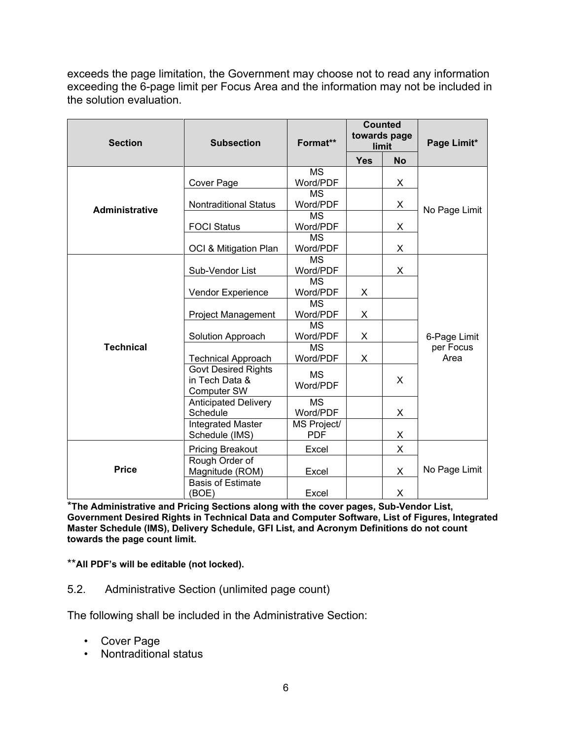exceeds the page limitation, the Government may choose not to read any information exceeding the 6-page limit per Focus Area and the information may not be included in the solution evaluation.

| Section | Subsection | Format** | Counted towards page limit | | Page Limit* |
|---|---|---|---|---|---|
| | | | Yes | No | |
| **Administrative** | Cover Page | MS Word/PDF | | X | No Page Limit |
| | Nontraditional Status | MS Word/PDF | | X | |
| | FOCI Status | MS Word/PDF | | X | |
| | OCI & Mitigation Plan | MS Word/PDF | | X | |
| **Technical** | Sub-Vendor List | MS Word/PDF | | X | 6-Page Limit per Focus Area |
| | Vendor Experience | MS Word/PDF | X | | |
| | Project Management | MS Word/PDF | X | | |
| | Solution Approach | MS Word/PDF | X | | |
| | Technical Approach | MS Word/PDF | X | | |
| | Govt Desired Rights in Tech Data & Computer SW | MS Word/PDF | | X | |
| | Anticipated Delivery Schedule | MS Word/PDF | | X | |
| | Integrated Master Schedule (IMS) | MS Project/ PDF | | X | |
| **Price** | Pricing Breakout | Excel | | X | No Page Limit |
| | Rough Order of Magnitude (ROM) | Excel | | X | |
| | Basis of Estimate (BOE) | Excel | | X | |

***The Administrative and Pricing Sections along with the cover pages, Sub-Vendor List, Government Desired Rights in Technical Data and Computer Software, List of Figures, Integrated Master Schedule (IMS), Delivery Schedule, GFI List, and Acronym Definitions do not count towards the page count limit.**

****All PDF's will be editable (not locked).**

## 5.2. Administrative Section (unlimited page count)

The following shall be included in the Administrative Section:

- Cover Page
- Nontraditional status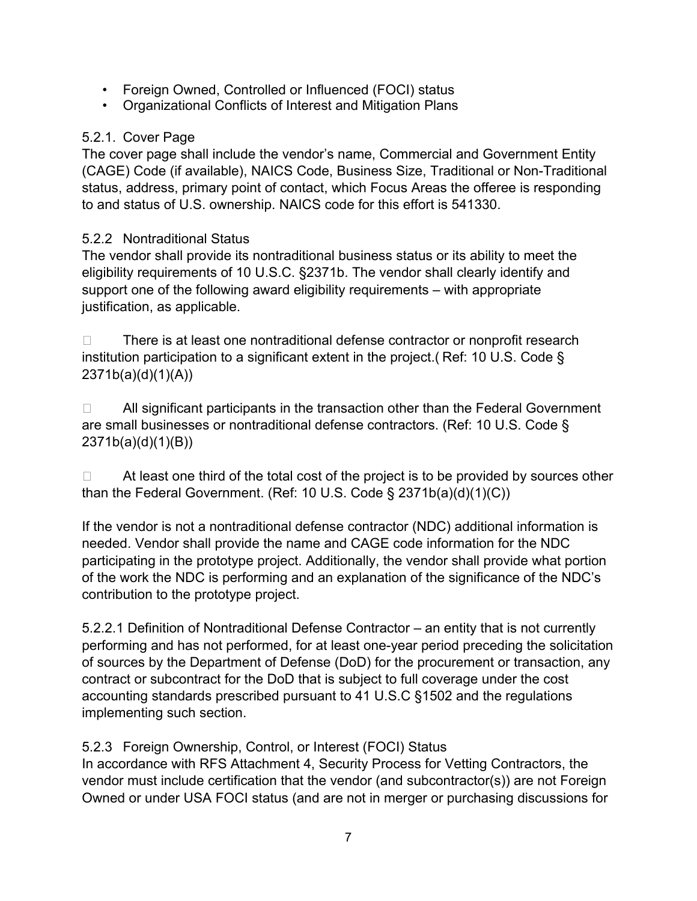- Foreign Owned, Controlled or Influenced (FOCI) status
- Organizational Conflicts of Interest and Mitigation Plans

### 5.2.1. Cover Page

The cover page shall include the vendor's name, Commercial and Government Entity (CAGE) Code (if available), NAICS Code, Business Size, Traditional or Non-Traditional status, address, primary point of contact, which Focus Areas the offeree is responding to and status of U.S. ownership. NAICS code for this effort is 541330.

### 5.2.2 Nontraditional Status

The vendor shall provide its nontraditional business status or its ability to meet the eligibility requirements of 10 U.S.C. §2371b. The vendor shall clearly identify and support one of the following award eligibility requirements – with appropriate justification, as applicable.

☐ There is at least one nontraditional defense contractor or nonprofit research institution participation to a significant extent in the project.( Ref: 10 U.S. Code § 2371b(a)(d)(1)(A))

☐ All significant participants in the transaction other than the Federal Government are small businesses or nontraditional defense contractors. (Ref: 10 U.S. Code § 2371b(a)(d)(1)(B))

☐ At least one third of the total cost of the project is to be provided by sources other than the Federal Government. (Ref: 10 U.S. Code § 2371b(a)(d)(1)(C))

If the vendor is not a nontraditional defense contractor (NDC) additional information is needed. Vendor shall provide the name and CAGE code information for the NDC participating in the prototype project. Additionally, the vendor shall provide what portion of the work the NDC is performing and an explanation of the significance of the NDC's contribution to the prototype project.

5.2.2.1 Definition of Nontraditional Defense Contractor – an entity that is not currently performing and has not performed, for at least one-year period preceding the solicitation of sources by the Department of Defense (DoD) for the procurement or transaction, any contract or subcontract for the DoD that is subject to full coverage under the cost accounting standards prescribed pursuant to 41 U.S.C §1502 and the regulations implementing such section.

### 5.2.3 Foreign Ownership, Control, or Interest (FOCI) Status

In accordance with RFS Attachment 4, Security Process for Vetting Contractors, the vendor must include certification that the vendor (and subcontractor(s)) are not Foreign Owned or under USA FOCI status (and are not in merger or purchasing discussions for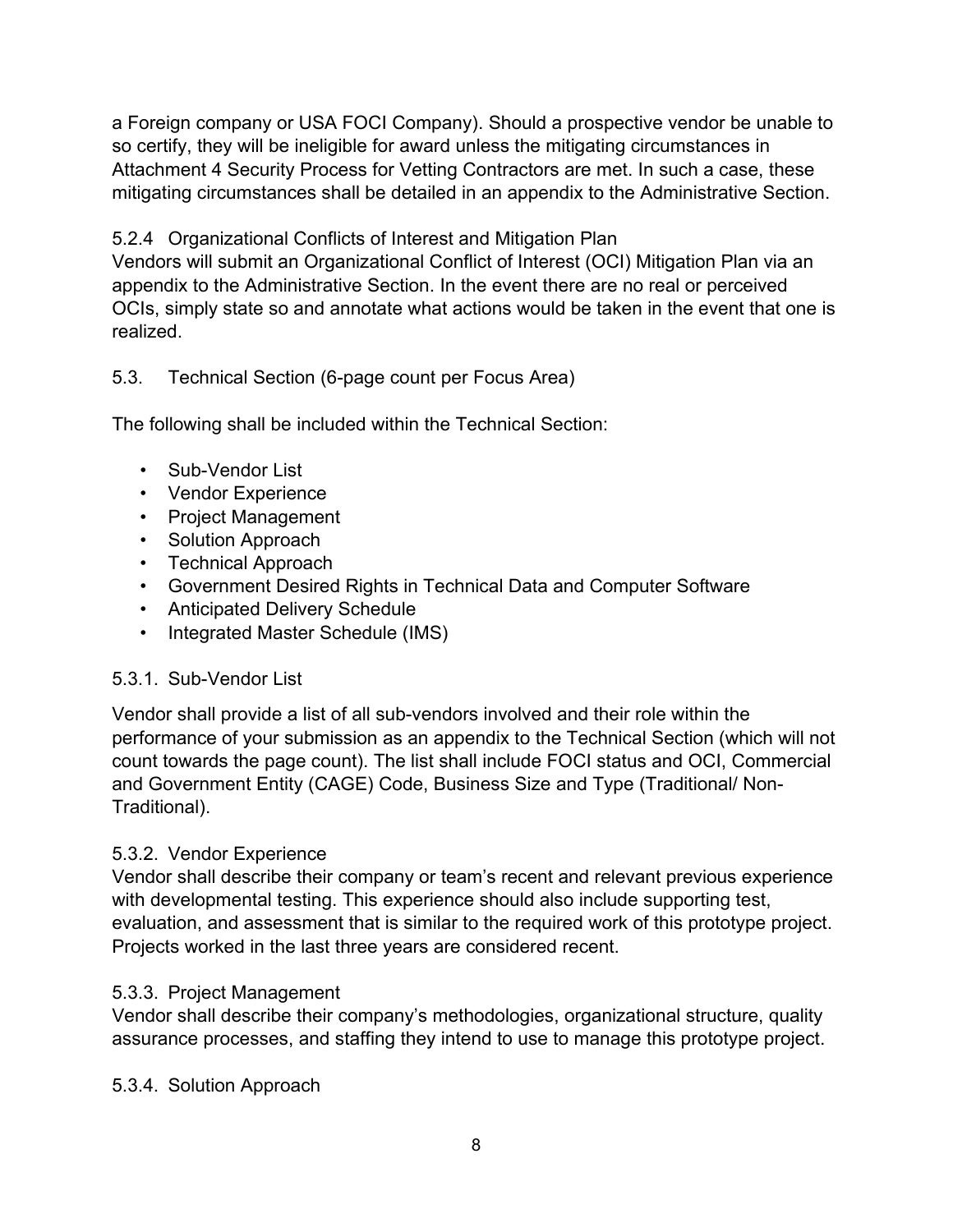a Foreign company or USA FOCI Company). Should a prospective vendor be unable to so certify, they will be ineligible for award unless the mitigating circumstances in Attachment 4 Security Process for Vetting Contractors are met. In such a case, these mitigating circumstances shall be detailed in an appendix to the Administrative Section.

#### 5.2.4 Organizational Conflicts of Interest and Mitigation Plan

Vendors will submit an Organizational Conflict of Interest (OCI) Mitigation Plan via an appendix to the Administrative Section. In the event there are no real or perceived OCIs, simply state so and annotate what actions would be taken in the event that one is realized.

### 5.3. Technical Section (6-page count per Focus Area)

The following shall be included within the Technical Section:

- Sub-Vendor List
- Vendor Experience
- Project Management
- Solution Approach
- Technical Approach
- Government Desired Rights in Technical Data and Computer Software
- Anticipated Delivery Schedule
- Integrated Master Schedule (IMS)

#### 5.3.1. Sub-Vendor List

Vendor shall provide a list of all sub-vendors involved and their role within the performance of your submission as an appendix to the Technical Section (which will not count towards the page count). The list shall include FOCI status and OCI, Commercial and Government Entity (CAGE) Code, Business Size and Type (Traditional/ Non-Traditional).

#### 5.3.2. Vendor Experience

Vendor shall describe their company or team's recent and relevant previous experience with developmental testing. This experience should also include supporting test, evaluation, and assessment that is similar to the required work of this prototype project. Projects worked in the last three years are considered recent.

#### 5.3.3. Project Management

Vendor shall describe their company's methodologies, organizational structure, quality assurance processes, and staffing they intend to use to manage this prototype project.

#### 5.3.4. Solution Approach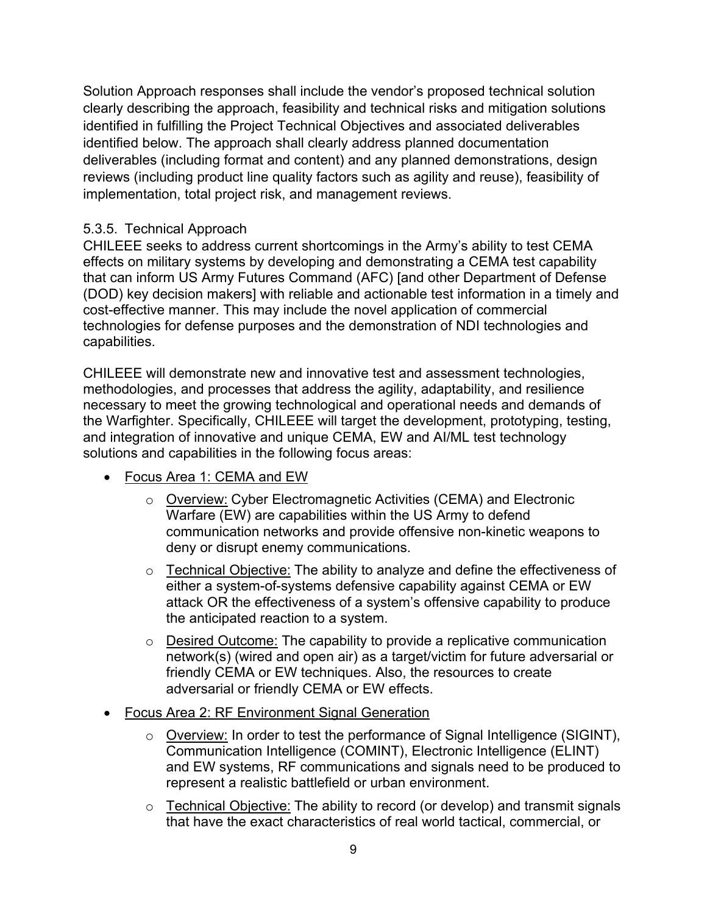Solution Approach responses shall include the vendor's proposed technical solution clearly describing the approach, feasibility and technical risks and mitigation solutions identified in fulfilling the Project Technical Objectives and associated deliverables identified below. The approach shall clearly address planned documentation deliverables (including format and content) and any planned demonstrations, design reviews (including product line quality factors such as agility and reuse), feasibility of implementation, total project risk, and management reviews.

### 5.3.5. Technical Approach

CHILEEE seeks to address current shortcomings in the Army's ability to test CEMA effects on military systems by developing and demonstrating a CEMA test capability that can inform US Army Futures Command (AFC) [and other Department of Defense (DOD) key decision makers] with reliable and actionable test information in a timely and cost-effective manner. This may include the novel application of commercial technologies for defense purposes and the demonstration of NDI technologies and capabilities.

CHILEEE will demonstrate new and innovative test and assessment technologies, methodologies, and processes that address the agility, adaptability, and resilience necessary to meet the growing technological and operational needs and demands of the Warfighter. Specifically, CHILEEE will target the development, prototyping, testing, and integration of innovative and unique CEMA, EW and AI/ML test technology solutions and capabilities in the following focus areas:

- Focus Area 1: CEMA and EW
  - Overview: Cyber Electromagnetic Activities (CEMA) and Electronic Warfare (EW) are capabilities within the US Army to defend communication networks and provide offensive non-kinetic weapons to deny or disrupt enemy communications.
  - Technical Objective: The ability to analyze and define the effectiveness of either a system-of-systems defensive capability against CEMA or EW attack OR the effectiveness of a system's offensive capability to produce the anticipated reaction to a system.
  - Desired Outcome: The capability to provide a replicative communication network(s) (wired and open air) as a target/victim for future adversarial or friendly CEMA or EW techniques. Also, the resources to create adversarial or friendly CEMA or EW effects.
- Focus Area 2: RF Environment Signal Generation
  - Overview: In order to test the performance of Signal Intelligence (SIGINT), Communication Intelligence (COMINT), Electronic Intelligence (ELINT) and EW systems, RF communications and signals need to be produced to represent a realistic battlefield or urban environment.
  - Technical Objective: The ability to record (or develop) and transmit signals that have the exact characteristics of real world tactical, commercial, or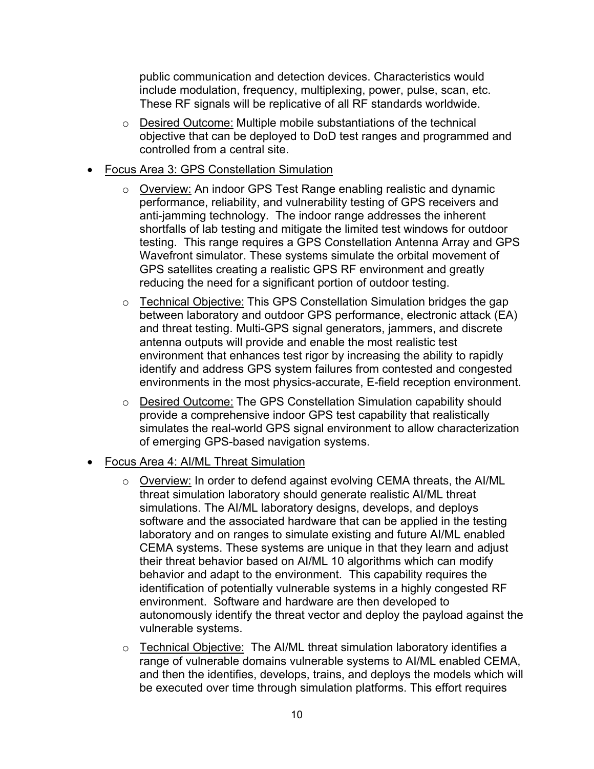public communication and detection devices. Characteristics would include modulation, frequency, multiplexing, power, pulse, scan, etc. These RF signals will be replicative of all RF standards worldwide.

  - Desired Outcome: Multiple mobile substantiations of the technical objective that can be deployed to DoD test ranges and programmed and controlled from a central site.

- Focus Area 3: GPS Constellation Simulation
  - Overview: An indoor GPS Test Range enabling realistic and dynamic performance, reliability, and vulnerability testing of GPS receivers and anti-jamming technology. The indoor range addresses the inherent shortfalls of lab testing and mitigate the limited test windows for outdoor testing. This range requires a GPS Constellation Antenna Array and GPS Wavefront simulator. These systems simulate the orbital movement of GPS satellites creating a realistic GPS RF environment and greatly reducing the need for a significant portion of outdoor testing.
  - Technical Objective: This GPS Constellation Simulation bridges the gap between laboratory and outdoor GPS performance, electronic attack (EA) and threat testing. Multi-GPS signal generators, jammers, and discrete antenna outputs will provide and enable the most realistic test environment that enhances test rigor by increasing the ability to rapidly identify and address GPS system failures from contested and congested environments in the most physics-accurate, E-field reception environment.
  - Desired Outcome: The GPS Constellation Simulation capability should provide a comprehensive indoor GPS test capability that realistically simulates the real-world GPS signal environment to allow characterization of emerging GPS-based navigation systems.

- Focus Area 4: AI/ML Threat Simulation
  - Overview: In order to defend against evolving CEMA threats, the AI/ML threat simulation laboratory should generate realistic AI/ML threat simulations. The AI/ML laboratory designs, develops, and deploys software and the associated hardware that can be applied in the testing laboratory and on ranges to simulate existing and future AI/ML enabled CEMA systems. These systems are unique in that they learn and adjust their threat behavior based on AI/ML 10 algorithms which can modify behavior and adapt to the environment. This capability requires the identification of potentially vulnerable systems in a highly congested RF environment. Software and hardware are then developed to autonomously identify the threat vector and deploy the payload against the vulnerable systems.
  - Technical Objective: The AI/ML threat simulation laboratory identifies a range of vulnerable domains vulnerable systems to AI/ML enabled CEMA, and then the identifies, develops, trains, and deploys the models which will be executed over time through simulation platforms. This effort requires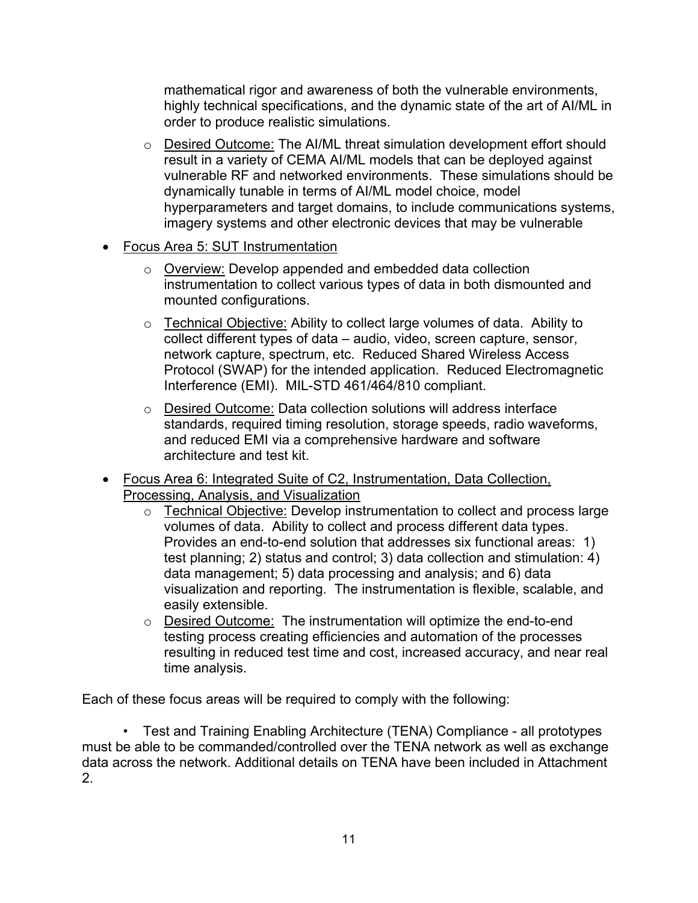mathematical rigor and awareness of both the vulnerable environments, highly technical specifications, and the dynamic state of the art of AI/ML in order to produce realistic simulations.

  - Desired Outcome: The AI/ML threat simulation development effort should result in a variety of CEMA AI/ML models that can be deployed against vulnerable RF and networked environments. These simulations should be dynamically tunable in terms of AI/ML model choice, model hyperparameters and target domains, to include communications systems, imagery systems and other electronic devices that may be vulnerable

- Focus Area 5: SUT Instrumentation
  - Overview: Develop appended and embedded data collection instrumentation to collect various types of data in both dismounted and mounted configurations.
  - Technical Objective: Ability to collect large volumes of data. Ability to collect different types of data – audio, video, screen capture, sensor, network capture, spectrum, etc. Reduced Shared Wireless Access Protocol (SWAP) for the intended application. Reduced Electromagnetic Interference (EMI). MIL-STD 461/464/810 compliant.
  - Desired Outcome: Data collection solutions will address interface standards, required timing resolution, storage speeds, radio waveforms, and reduced EMI via a comprehensive hardware and software architecture and test kit.

- Focus Area 6: Integrated Suite of C2, Instrumentation, Data Collection, Processing, Analysis, and Visualization
  - Technical Objective: Develop instrumentation to collect and process large volumes of data. Ability to collect and process different data types. Provides an end-to-end solution that addresses six functional areas: 1) test planning; 2) status and control; 3) data collection and stimulation: 4) data management; 5) data processing and analysis; and 6) data visualization and reporting. The instrumentation is flexible, scalable, and easily extensible.
  - Desired Outcome: The instrumentation will optimize the end-to-end testing process creating efficiencies and automation of the processes resulting in reduced test time and cost, increased accuracy, and near real time analysis.

Each of these focus areas will be required to comply with the following:

- Test and Training Enabling Architecture (TENA) Compliance - all prototypes must be able to be commanded/controlled over the TENA network as well as exchange data across the network. Additional details on TENA have been included in Attachment 2.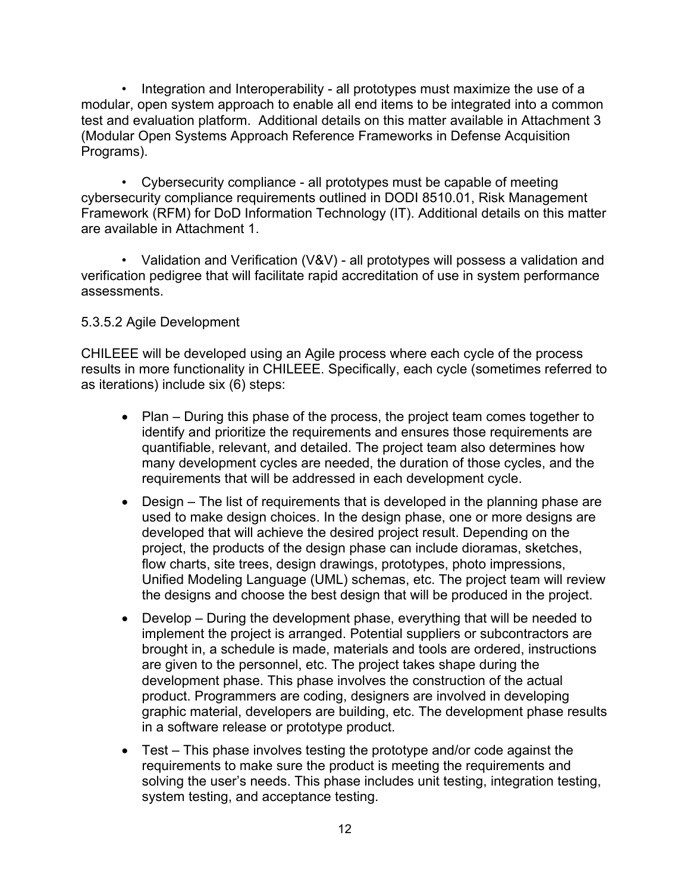- Integration and Interoperability - all prototypes must maximize the use of a modular, open system approach to enable all end items to be integrated into a common test and evaluation platform. Additional details on this matter available in Attachment 3 (Modular Open Systems Approach Reference Frameworks in Defense Acquisition Programs).

- Cybersecurity compliance - all prototypes must be capable of meeting cybersecurity compliance requirements outlined in DODI 8510.01, Risk Management Framework (RFM) for DoD Information Technology (IT). Additional details on this matter are available in Attachment 1.

- Validation and Verification (V&V) - all prototypes will possess a validation and verification pedigree that will facilitate rapid accreditation of use in system performance assessments.

5.3.5.2 Agile Development

CHILEEE will be developed using an Agile process where each cycle of the process results in more functionality in CHILEEE. Specifically, each cycle (sometimes referred to as iterations) include six (6) steps:

- Plan – During this phase of the process, the project team comes together to identify and prioritize the requirements and ensures those requirements are quantifiable, relevant, and detailed. The project team also determines how many development cycles are needed, the duration of those cycles, and the requirements that will be addressed in each development cycle.
- Design – The list of requirements that is developed in the planning phase are used to make design choices. In the design phase, one or more designs are developed that will achieve the desired project result. Depending on the project, the products of the design phase can include dioramas, sketches, flow charts, site trees, design drawings, prototypes, photo impressions, Unified Modeling Language (UML) schemas, etc. The project team will review the designs and choose the best design that will be produced in the project.
- Develop – During the development phase, everything that will be needed to implement the project is arranged. Potential suppliers or subcontractors are brought in, a schedule is made, materials and tools are ordered, instructions are given to the personnel, etc. The project takes shape during the development phase. This phase involves the construction of the actual product. Programmers are coding, designers are involved in developing graphic material, developers are building, etc. The development phase results in a software release or prototype product.
- Test – This phase involves testing the prototype and/or code against the requirements to make sure the product is meeting the requirements and solving the user's needs. This phase includes unit testing, integration testing, system testing, and acceptance testing.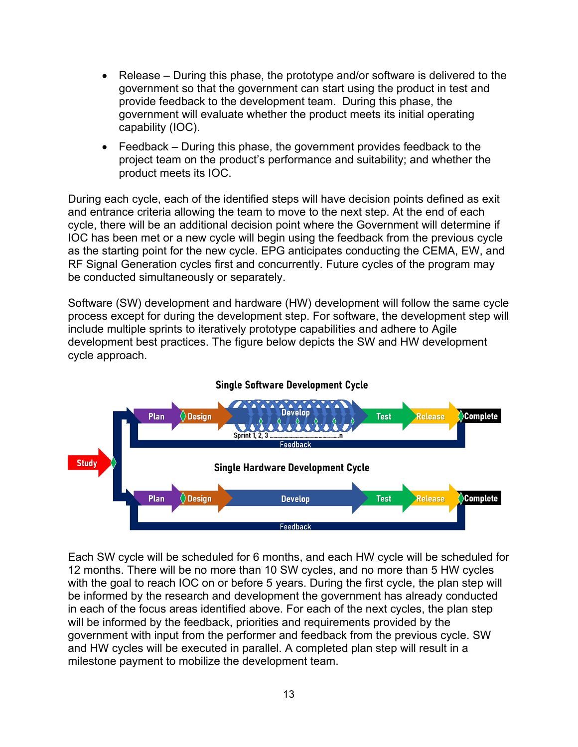- Release – During this phase, the prototype and/or software is delivered to the government so that the government can start using the product in test and provide feedback to the development team. During this phase, the government will evaluate whether the product meets its initial operating capability (IOC).
- Feedback – During this phase, the government provides feedback to the project team on the product's performance and suitability; and whether the product meets its IOC.

During each cycle, each of the identified steps will have decision points defined as exit and entrance criteria allowing the team to move to the next step. At the end of each cycle, there will be an additional decision point where the Government will determine if IOC has been met or a new cycle will begin using the feedback from the previous cycle as the starting point for the new cycle. EPG anticipates conducting the CEMA, EW, and RF Signal Generation cycles first and concurrently. Future cycles of the program may be conducted simultaneously or separately.

Software (SW) development and hardware (HW) development will follow the same cycle process except for during the development step. For software, the development step will include multiple sprints to iteratively prototype capabilities and adhere to Agile development best practices. The figure below depicts the SW and HW development cycle approach.

**Single Software Development Cycle**

Study → Plan → Design → Develop (Sprint 1, 2, 3 ........n) → Test → Release → Complete

Feedback

**Single Hardware Development Cycle**

Plan → Design → Develop → Test → Release → Complete

Feedback

Each SW cycle will be scheduled for 6 months, and each HW cycle will be scheduled for 12 months. There will be no more than 10 SW cycles, and no more than 5 HW cycles with the goal to reach IOC on or before 5 years. During the first cycle, the plan step will be informed by the research and development the government has already conducted in each of the focus areas identified above. For each of the next cycles, the plan step will be informed by the feedback, priorities and requirements provided by the government with input from the performer and feedback from the previous cycle. SW and HW cycles will be executed in parallel. A completed plan step will result in a milestone payment to mobilize the development team.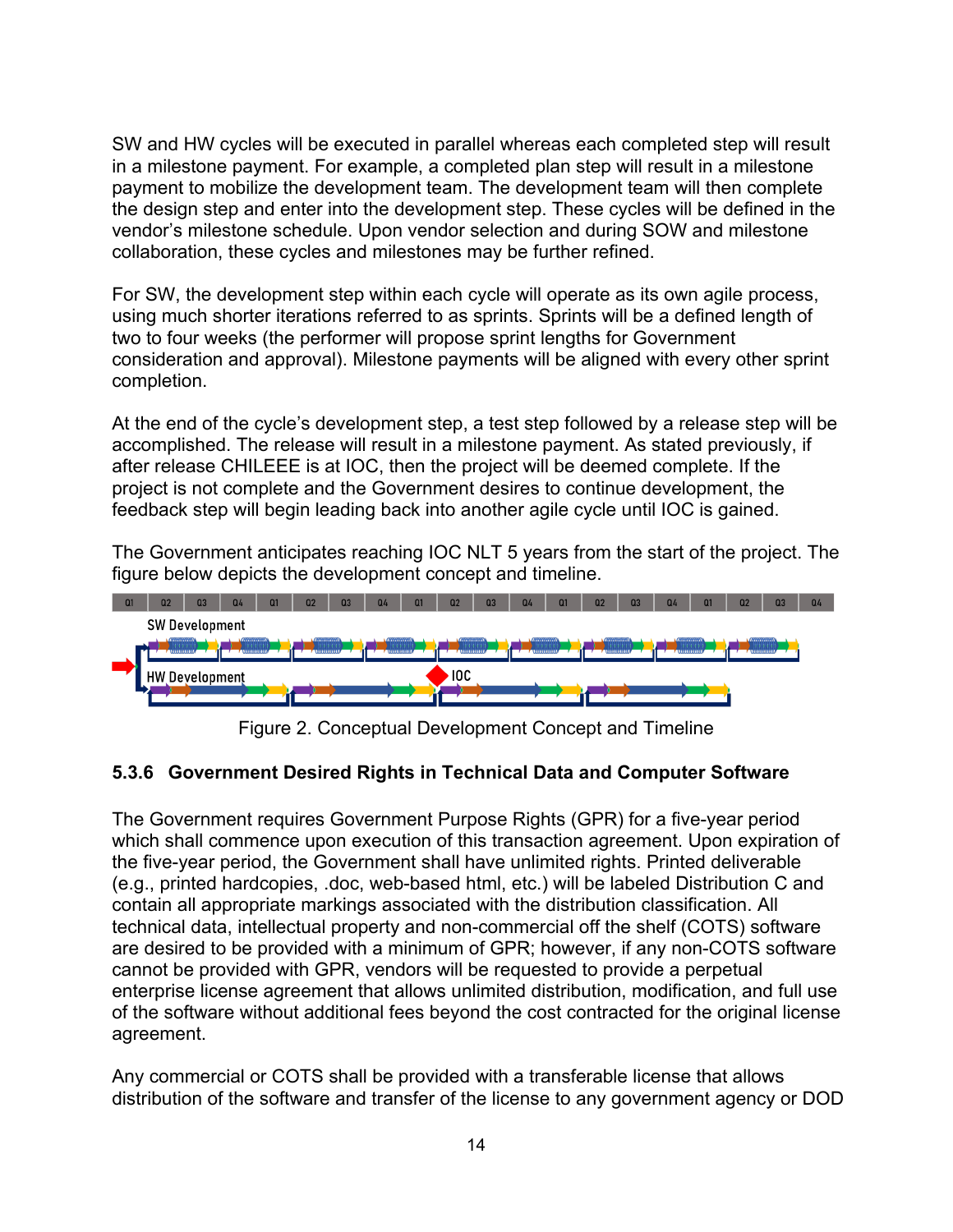SW and HW cycles will be executed in parallel whereas each completed step will result in a milestone payment. For example, a completed plan step will result in a milestone payment to mobilize the development team. The development team will then complete the design step and enter into the development step. These cycles will be defined in the vendor's milestone schedule. Upon vendor selection and during SOW and milestone collaboration, these cycles and milestones may be further refined.

For SW, the development step within each cycle will operate as its own agile process, using much shorter iterations referred to as sprints. Sprints will be a defined length of two to four weeks (the performer will propose sprint lengths for Government consideration and approval). Milestone payments will be aligned with every other sprint completion.

At the end of the cycle's development step, a test step followed by a release step will be accomplished. The release will result in a milestone payment. As stated previously, if after release CHILEEE is at IOC, then the project will be deemed complete. If the project is not complete and the Government desires to continue development, the feedback step will begin leading back into another agile cycle until IOC is gained.

The Government anticipates reaching IOC NLT 5 years from the start of the project. The figure below depicts the development concept and timeline.

Figure 2. Conceptual Development Concept and Timeline

### 5.3.6 Government Desired Rights in Technical Data and Computer Software

The Government requires Government Purpose Rights (GPR) for a five-year period which shall commence upon execution of this transaction agreement. Upon expiration of the five-year period, the Government shall have unlimited rights. Printed deliverable (e.g., printed hardcopies, .doc, web-based html, etc.) will be labeled Distribution C and contain all appropriate markings associated with the distribution classification. All technical data, intellectual property and non-commercial off the shelf (COTS) software are desired to be provided with a minimum of GPR; however, if any non-COTS software cannot be provided with GPR, vendors will be requested to provide a perpetual enterprise license agreement that allows unlimited distribution, modification, and full use of the software without additional fees beyond the cost contracted for the original license agreement.

Any commercial or COTS shall be provided with a transferable license that allows distribution of the software and transfer of the license to any government agency or DOD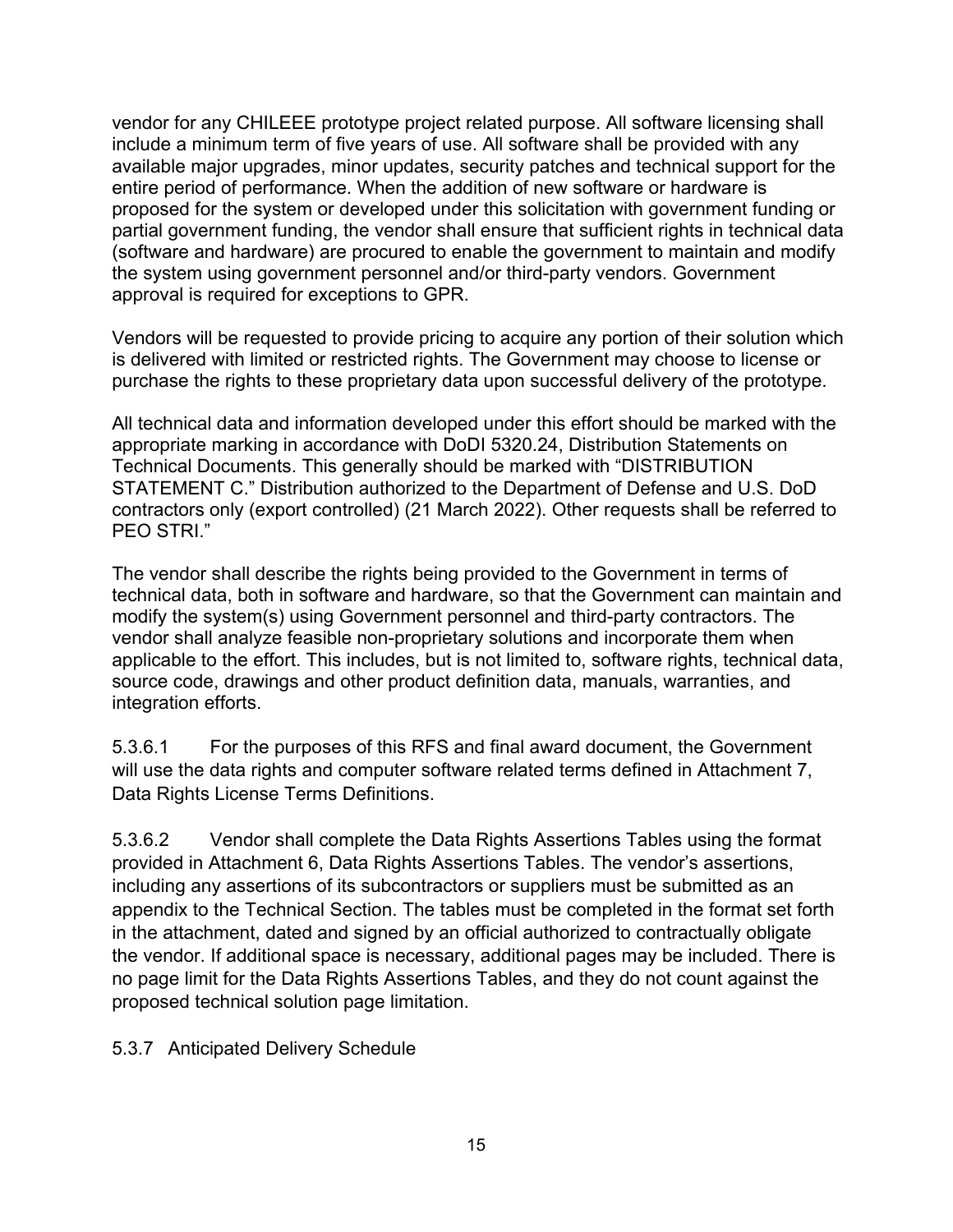vendor for any CHILEEE prototype project related purpose. All software licensing shall include a minimum term of five years of use. All software shall be provided with any available major upgrades, minor updates, security patches and technical support for the entire period of performance. When the addition of new software or hardware is proposed for the system or developed under this solicitation with government funding or partial government funding, the vendor shall ensure that sufficient rights in technical data (software and hardware) are procured to enable the government to maintain and modify the system using government personnel and/or third-party vendors. Government approval is required for exceptions to GPR.

Vendors will be requested to provide pricing to acquire any portion of their solution which is delivered with limited or restricted rights. The Government may choose to license or purchase the rights to these proprietary data upon successful delivery of the prototype.

All technical data and information developed under this effort should be marked with the appropriate marking in accordance with DoDI 5320.24, Distribution Statements on Technical Documents. This generally should be marked with "DISTRIBUTION STATEMENT C." Distribution authorized to the Department of Defense and U.S. DoD contractors only (export controlled) (21 March 2022). Other requests shall be referred to PEO STRI."

The vendor shall describe the rights being provided to the Government in terms of technical data, both in software and hardware, so that the Government can maintain and modify the system(s) using Government personnel and third-party contractors. The vendor shall analyze feasible non-proprietary solutions and incorporate them when applicable to the effort. This includes, but is not limited to, software rights, technical data, source code, drawings and other product definition data, manuals, warranties, and integration efforts.

5.3.6.1 For the purposes of this RFS and final award document, the Government will use the data rights and computer software related terms defined in Attachment 7, Data Rights License Terms Definitions.

5.3.6.2 Vendor shall complete the Data Rights Assertions Tables using the format provided in Attachment 6, Data Rights Assertions Tables. The vendor's assertions, including any assertions of its subcontractors or suppliers must be submitted as an appendix to the Technical Section. The tables must be completed in the format set forth in the attachment, dated and signed by an official authorized to contractually obligate the vendor. If additional space is necessary, additional pages may be included. There is no page limit for the Data Rights Assertions Tables, and they do not count against the proposed technical solution page limitation.

5.3.7 Anticipated Delivery Schedule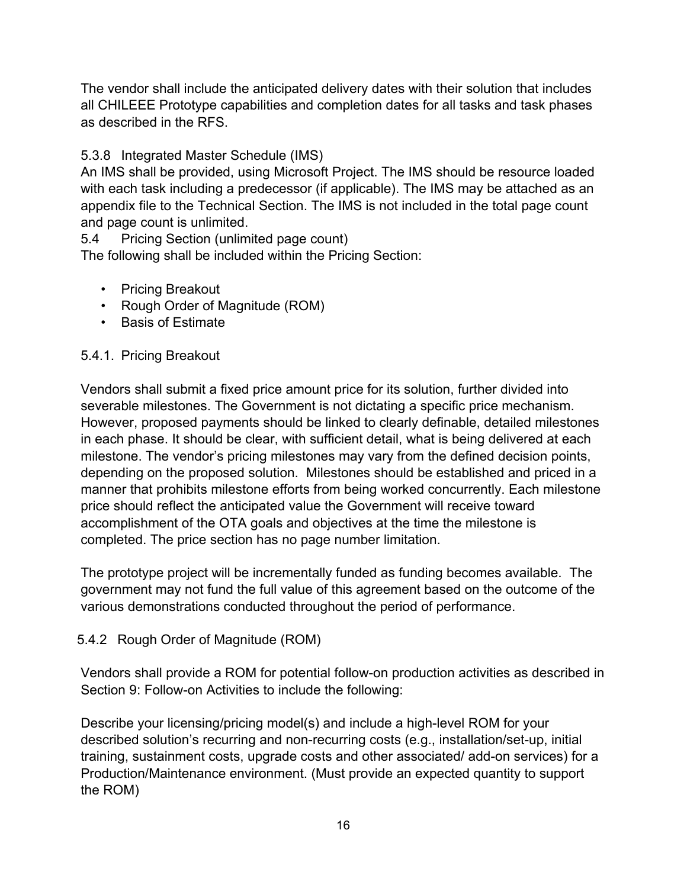The vendor shall include the anticipated delivery dates with their solution that includes all CHILEEE Prototype capabilities and completion dates for all tasks and task phases as described in the RFS.

#### 5.3.8 Integrated Master Schedule (IMS)

An IMS shall be provided, using Microsoft Project. The IMS should be resource loaded with each task including a predecessor (if applicable). The IMS may be attached as an appendix file to the Technical Section. The IMS is not included in the total page count and page count is unlimited.

### 5.4 Pricing Section (unlimited page count)

The following shall be included within the Pricing Section:

- Pricing Breakout
- Rough Order of Magnitude (ROM)
- Basis of Estimate

#### 5.4.1. Pricing Breakout

Vendors shall submit a fixed price amount price for its solution, further divided into severable milestones. The Government is not dictating a specific price mechanism. However, proposed payments should be linked to clearly definable, detailed milestones in each phase. It should be clear, with sufficient detail, what is being delivered at each milestone. The vendor's pricing milestones may vary from the defined decision points, depending on the proposed solution. Milestones should be established and priced in a manner that prohibits milestone efforts from being worked concurrently. Each milestone price should reflect the anticipated value the Government will receive toward accomplishment of the OTA goals and objectives at the time the milestone is completed. The price section has no page number limitation.

The prototype project will be incrementally funded as funding becomes available. The government may not fund the full value of this agreement based on the outcome of the various demonstrations conducted throughout the period of performance.

#### 5.4.2 Rough Order of Magnitude (ROM)

Vendors shall provide a ROM for potential follow-on production activities as described in Section 9: Follow-on Activities to include the following:

Describe your licensing/pricing model(s) and include a high-level ROM for your described solution's recurring and non-recurring costs (e.g., installation/set-up, initial training, sustainment costs, upgrade costs and other associated/ add-on services) for a Production/Maintenance environment. (Must provide an expected quantity to support the ROM)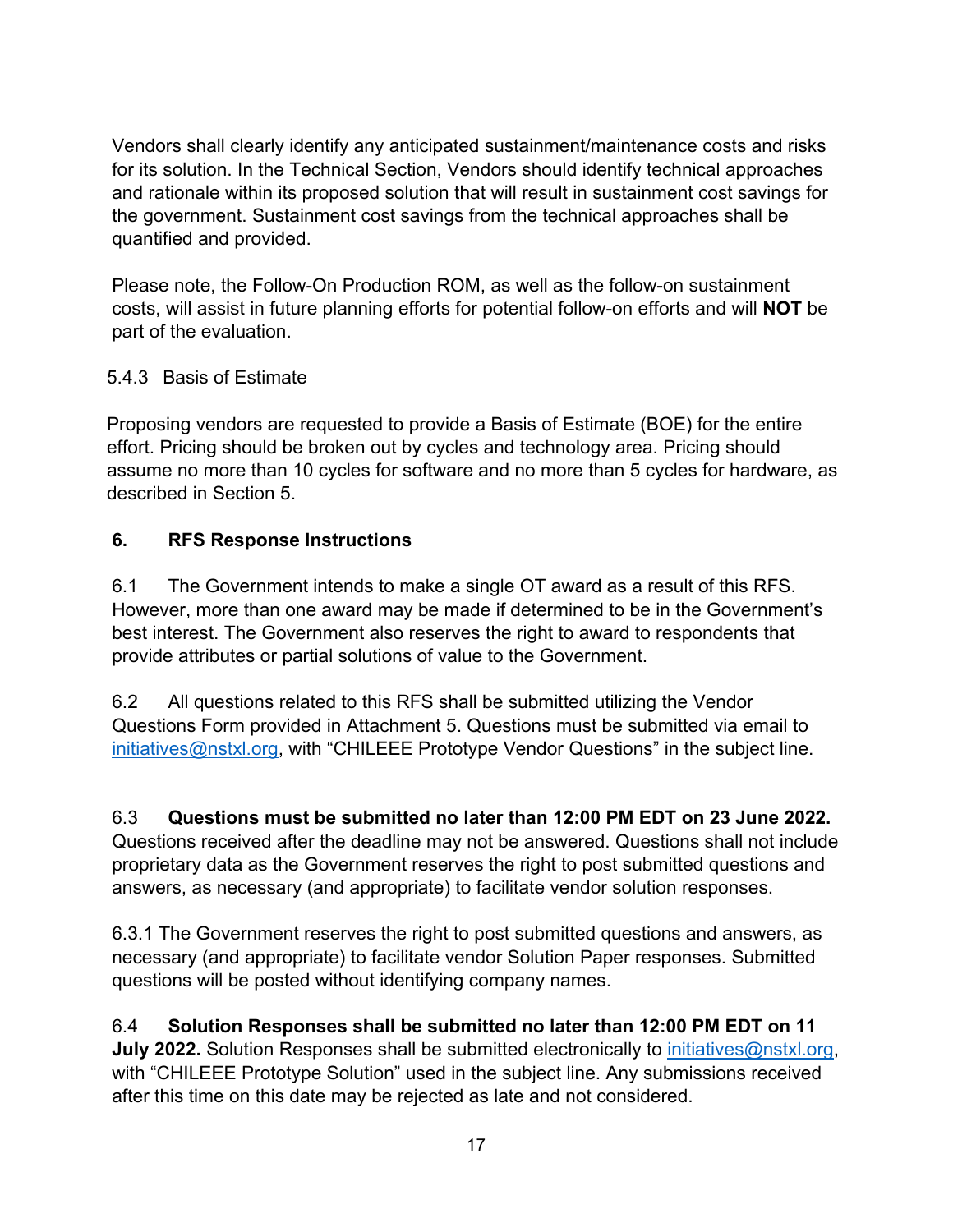Vendors shall clearly identify any anticipated sustainment/maintenance costs and risks for its solution. In the Technical Section, Vendors should identify technical approaches and rationale within its proposed solution that will result in sustainment cost savings for the government. Sustainment cost savings from the technical approaches shall be quantified and provided.

Please note, the Follow-On Production ROM, as well as the follow-on sustainment costs, will assist in future planning efforts for potential follow-on efforts and will **NOT** be part of the evaluation.

### 5.4.3 Basis of Estimate

Proposing vendors are requested to provide a Basis of Estimate (BOE) for the entire effort. Pricing should be broken out by cycles and technology area. Pricing should assume no more than 10 cycles for software and no more than 5 cycles for hardware, as described in Section 5.

## 6. RFS Response Instructions

6.1 The Government intends to make a single OT award as a result of this RFS. However, more than one award may be made if determined to be in the Government's best interest. The Government also reserves the right to award to respondents that provide attributes or partial solutions of value to the Government.

6.2 All questions related to this RFS shall be submitted utilizing the Vendor Questions Form provided in Attachment 5. Questions must be submitted via email to initiatives@nstxl.org, with "CHILEEE Prototype Vendor Questions" in the subject line.

6.3 **Questions must be submitted no later than 12:00 PM EDT on 23 June 2022.** Questions received after the deadline may not be answered. Questions shall not include proprietary data as the Government reserves the right to post submitted questions and answers, as necessary (and appropriate) to facilitate vendor solution responses.

6.3.1 The Government reserves the right to post submitted questions and answers, as necessary (and appropriate) to facilitate vendor Solution Paper responses. Submitted questions will be posted without identifying company names.

6.4 **Solution Responses shall be submitted no later than 12:00 PM EDT on 11 July 2022.** Solution Responses shall be submitted electronically to initiatives@nstxl.org, with "CHILEEE Prototype Solution" used in the subject line. Any submissions received after this time on this date may be rejected as late and not considered.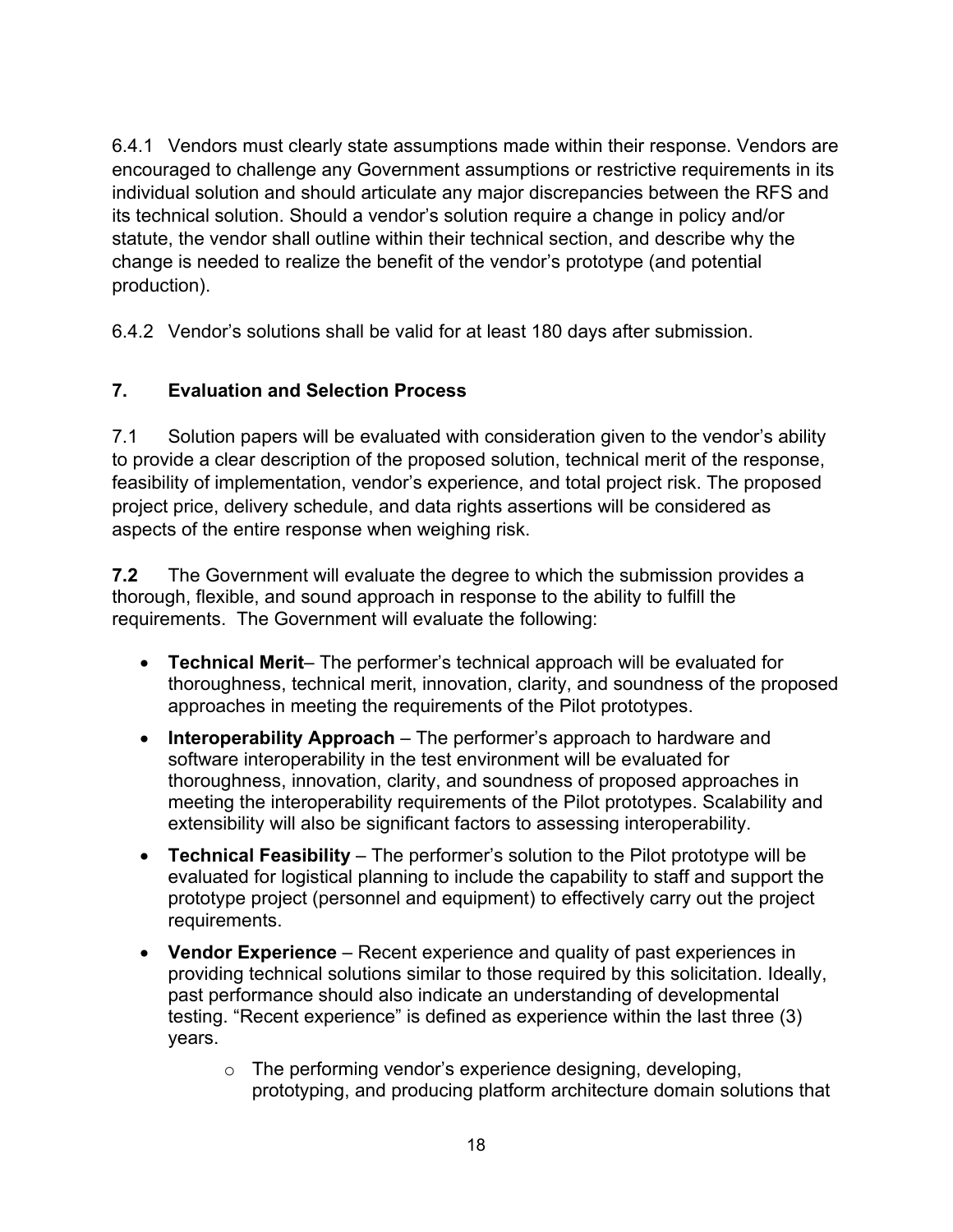6.4.1 Vendors must clearly state assumptions made within their response. Vendors are encouraged to challenge any Government assumptions or restrictive requirements in its individual solution and should articulate any major discrepancies between the RFS and its technical solution. Should a vendor's solution require a change in policy and/or statute, the vendor shall outline within their technical section, and describe why the change is needed to realize the benefit of the vendor's prototype (and potential production).

6.4.2 Vendor's solutions shall be valid for at least 180 days after submission.

## 7. Evaluation and Selection Process

7.1 Solution papers will be evaluated with consideration given to the vendor's ability to provide a clear description of the proposed solution, technical merit of the response, feasibility of implementation, vendor's experience, and total project risk. The proposed project price, delivery schedule, and data rights assertions will be considered as aspects of the entire response when weighing risk.

**7.2** The Government will evaluate the degree to which the submission provides a thorough, flexible, and sound approach in response to the ability to fulfill the requirements. The Government will evaluate the following:

- **Technical Merit**– The performer's technical approach will be evaluated for thoroughness, technical merit, innovation, clarity, and soundness of the proposed approaches in meeting the requirements of the Pilot prototypes.
- **Interoperability Approach** – The performer's approach to hardware and software interoperability in the test environment will be evaluated for thoroughness, innovation, clarity, and soundness of proposed approaches in meeting the interoperability requirements of the Pilot prototypes. Scalability and extensibility will also be significant factors to assessing interoperability.
- **Technical Feasibility** – The performer's solution to the Pilot prototype will be evaluated for logistical planning to include the capability to staff and support the prototype project (personnel and equipment) to effectively carry out the project requirements.
- **Vendor Experience** – Recent experience and quality of past experiences in providing technical solutions similar to those required by this solicitation. Ideally, past performance should also indicate an understanding of developmental testing. "Recent experience" is defined as experience within the last three (3) years.
    - The performing vendor's experience designing, developing, prototyping, and producing platform architecture domain solutions that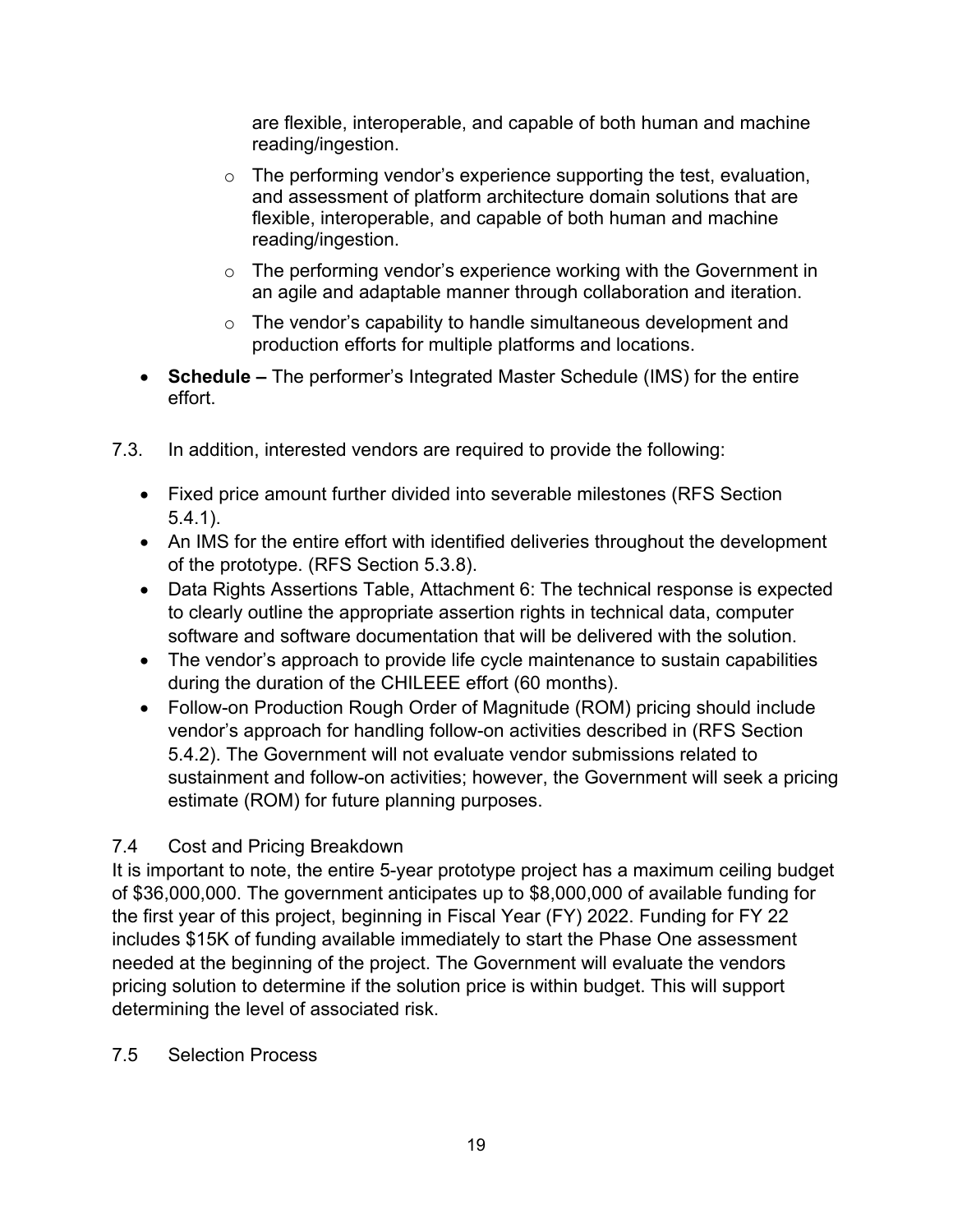are flexible, interoperable, and capable of both human and machine reading/ingestion.

  - The performing vendor's experience supporting the test, evaluation, and assessment of platform architecture domain solutions that are flexible, interoperable, and capable of both human and machine reading/ingestion.
  - The performing vendor's experience working with the Government in an agile and adaptable manner through collaboration and iteration.
  - The vendor's capability to handle simultaneous development and production efforts for multiple platforms and locations.

- **Schedule –** The performer's Integrated Master Schedule (IMS) for the entire effort.

7.3. In addition, interested vendors are required to provide the following:

- Fixed price amount further divided into severable milestones (RFS Section 5.4.1).
- An IMS for the entire effort with identified deliveries throughout the development of the prototype. (RFS Section 5.3.8).
- Data Rights Assertions Table, Attachment 6: The technical response is expected to clearly outline the appropriate assertion rights in technical data, computer software and software documentation that will be delivered with the solution.
- The vendor's approach to provide life cycle maintenance to sustain capabilities during the duration of the CHILEEE effort (60 months).
- Follow-on Production Rough Order of Magnitude (ROM) pricing should include vendor's approach for handling follow-on activities described in (RFS Section 5.4.2). The Government will not evaluate vendor submissions related to sustainment and follow-on activities; however, the Government will seek a pricing estimate (ROM) for future planning purposes.

7.4 Cost and Pricing Breakdown

It is important to note, the entire 5-year prototype project has a maximum ceiling budget of $36,000,000. The government anticipates up to $8,000,000 of available funding for the first year of this project, beginning in Fiscal Year (FY) 2022. Funding for FY 22 includes $15K of funding available immediately to start the Phase One assessment needed at the beginning of the project. The Government will evaluate the vendors pricing solution to determine if the solution price is within budget. This will support determining the level of associated risk.

7.5 Selection Process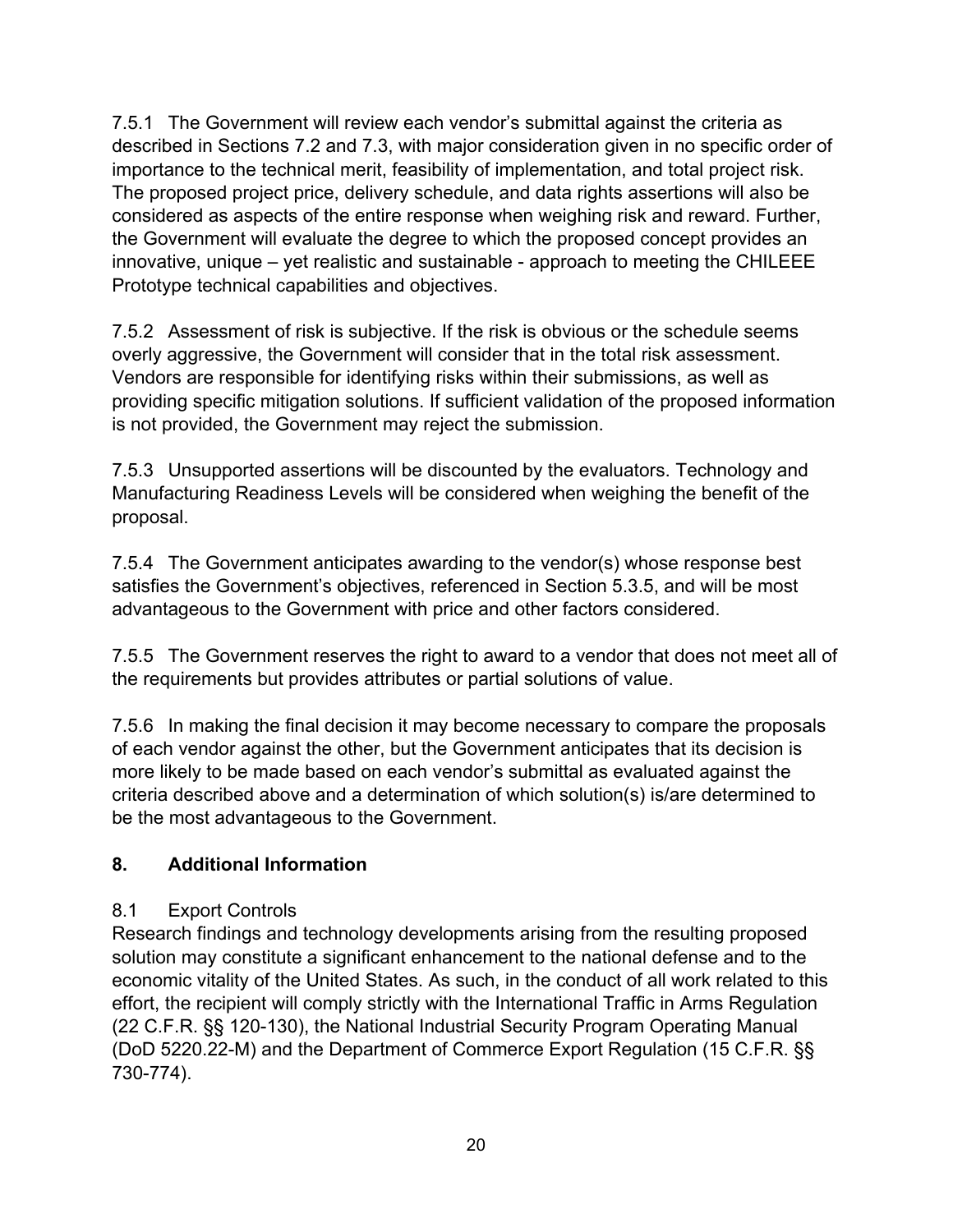7.5.1 The Government will review each vendor's submittal against the criteria as described in Sections 7.2 and 7.3, with major consideration given in no specific order of importance to the technical merit, feasibility of implementation, and total project risk. The proposed project price, delivery schedule, and data rights assertions will also be considered as aspects of the entire response when weighing risk and reward. Further, the Government will evaluate the degree to which the proposed concept provides an innovative, unique – yet realistic and sustainable - approach to meeting the CHILEEE Prototype technical capabilities and objectives.

7.5.2 Assessment of risk is subjective. If the risk is obvious or the schedule seems overly aggressive, the Government will consider that in the total risk assessment. Vendors are responsible for identifying risks within their submissions, as well as providing specific mitigation solutions. If sufficient validation of the proposed information is not provided, the Government may reject the submission.

7.5.3 Unsupported assertions will be discounted by the evaluators. Technology and Manufacturing Readiness Levels will be considered when weighing the benefit of the proposal.

7.5.4 The Government anticipates awarding to the vendor(s) whose response best satisfies the Government's objectives, referenced in Section 5.3.5, and will be most advantageous to the Government with price and other factors considered.

7.5.5 The Government reserves the right to award to a vendor that does not meet all of the requirements but provides attributes or partial solutions of value.

7.5.6 In making the final decision it may become necessary to compare the proposals of each vendor against the other, but the Government anticipates that its decision is more likely to be made based on each vendor's submittal as evaluated against the criteria described above and a determination of which solution(s) is/are determined to be the most advantageous to the Government.

## 8. Additional Information

### 8.1 Export Controls

Research findings and technology developments arising from the resulting proposed solution may constitute a significant enhancement to the national defense and to the economic vitality of the United States. As such, in the conduct of all work related to this effort, the recipient will comply strictly with the International Traffic in Arms Regulation (22 C.F.R. §§ 120-130), the National Industrial Security Program Operating Manual (DoD 5220.22-M) and the Department of Commerce Export Regulation (15 C.F.R. §§ 730-774).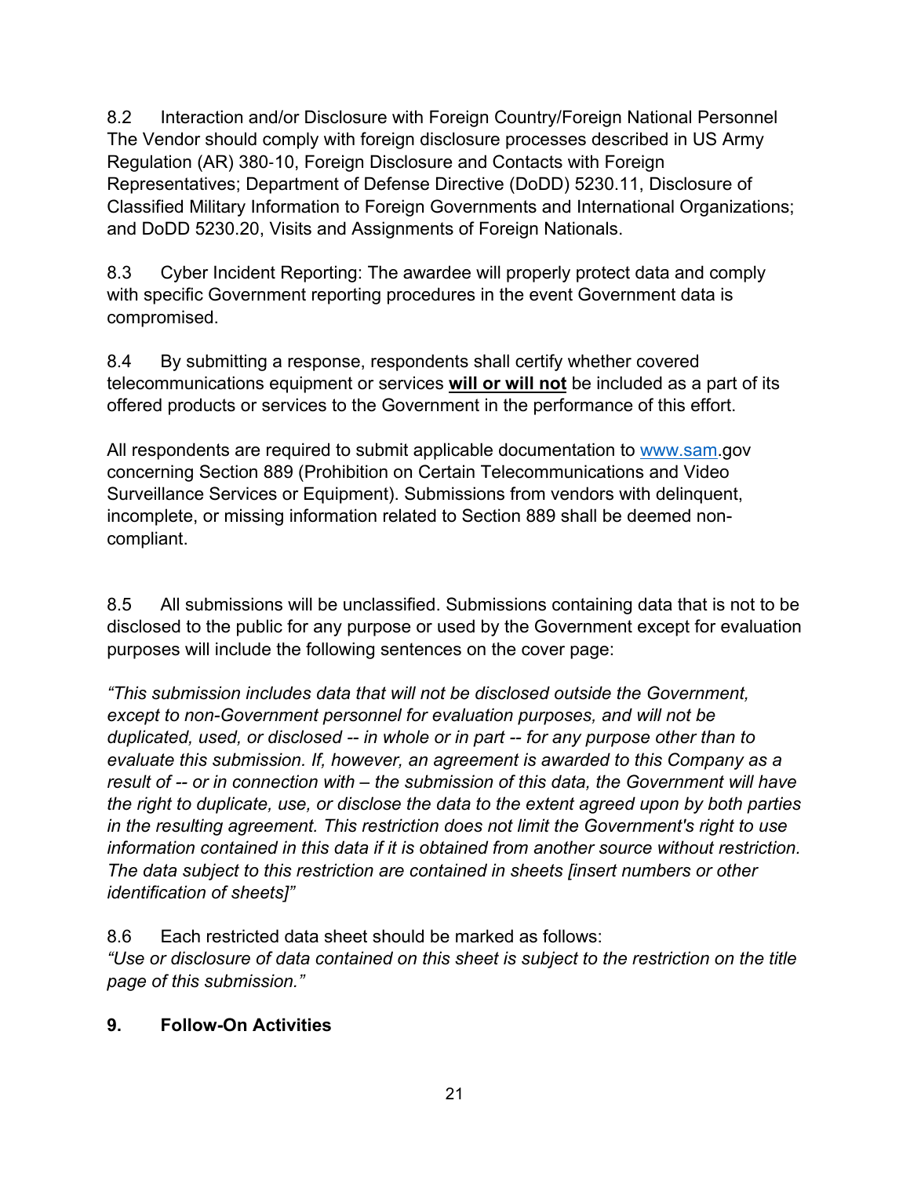8.2 Interaction and/or Disclosure with Foreign Country/Foreign National Personnel
The Vendor should comply with foreign disclosure processes described in US Army Regulation (AR) 380-10, Foreign Disclosure and Contacts with Foreign Representatives; Department of Defense Directive (DoDD) 5230.11, Disclosure of Classified Military Information to Foreign Governments and International Organizations; and DoDD 5230.20, Visits and Assignments of Foreign Nationals.

8.3 Cyber Incident Reporting: The awardee will properly protect data and comply with specific Government reporting procedures in the event Government data is compromised.

8.4 By submitting a response, respondents shall certify whether covered telecommunications equipment or services **will or will not** be included as a part of its offered products or services to the Government in the performance of this effort.

All respondents are required to submit applicable documentation to www.sam.gov concerning Section 889 (Prohibition on Certain Telecommunications and Video Surveillance Services or Equipment). Submissions from vendors with delinquent, incomplete, or missing information related to Section 889 shall be deemed non-compliant.

8.5 All submissions will be unclassified. Submissions containing data that is not to be disclosed to the public for any purpose or used by the Government except for evaluation purposes will include the following sentences on the cover page:

*"This submission includes data that will not be disclosed outside the Government, except to non-Government personnel for evaluation purposes, and will not be duplicated, used, or disclosed -- in whole or in part -- for any purpose other than to evaluate this submission. If, however, an agreement is awarded to this Company as a result of -- or in connection with – the submission of this data, the Government will have the right to duplicate, use, or disclose the data to the extent agreed upon by both parties in the resulting agreement. This restriction does not limit the Government's right to use information contained in this data if it is obtained from another source without restriction. The data subject to this restriction are contained in sheets [insert numbers or other identification of sheets]"*

8.6 Each restricted data sheet should be marked as follows:
*"Use or disclosure of data contained on this sheet is subject to the restriction on the title page of this submission."*

## 9. Follow-On Activities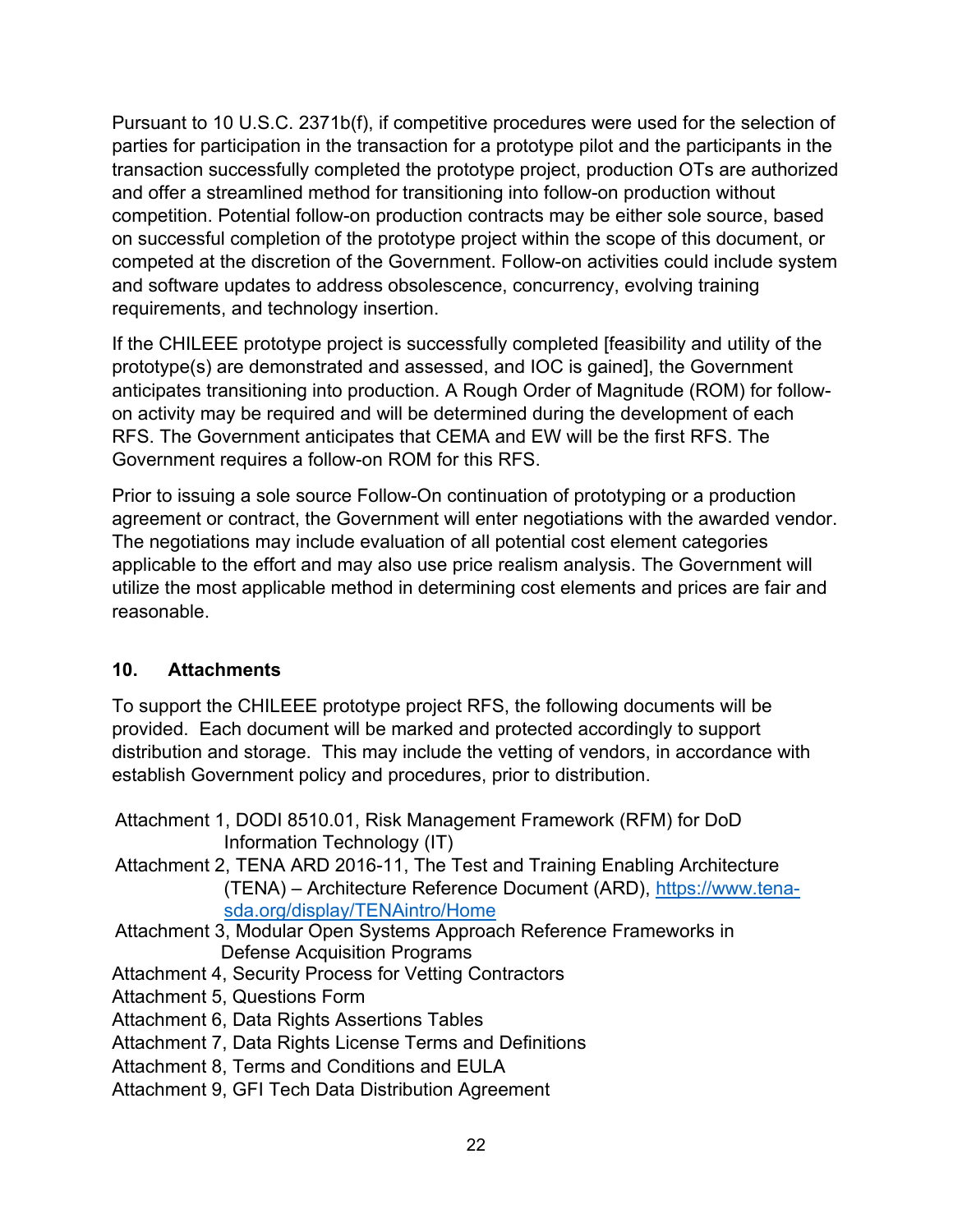Pursuant to 10 U.S.C. 2371b(f), if competitive procedures were used for the selection of parties for participation in the transaction for a prototype pilot and the participants in the transaction successfully completed the prototype project, production OTs are authorized and offer a streamlined method for transitioning into follow-on production without competition. Potential follow-on production contracts may be either sole source, based on successful completion of the prototype project within the scope of this document, or competed at the discretion of the Government. Follow-on activities could include system and software updates to address obsolescence, concurrency, evolving training requirements, and technology insertion.

If the CHILEEE prototype project is successfully completed [feasibility and utility of the prototype(s) are demonstrated and assessed, and IOC is gained], the Government anticipates transitioning into production. A Rough Order of Magnitude (ROM) for follow-on activity may be required and will be determined during the development of each RFS. The Government anticipates that CEMA and EW will be the first RFS. The Government requires a follow-on ROM for this RFS.

Prior to issuing a sole source Follow-On continuation of prototyping or a production agreement or contract, the Government will enter negotiations with the awarded vendor. The negotiations may include evaluation of all potential cost element categories applicable to the effort and may also use price realism analysis. The Government will utilize the most applicable method in determining cost elements and prices are fair and reasonable.

## 10. Attachments

To support the CHILEEE prototype project RFS, the following documents will be provided. Each document will be marked and protected accordingly to support distribution and storage. This may include the vetting of vendors, in accordance with establish Government policy and procedures, prior to distribution.

Attachment 1, DODI 8510.01, Risk Management Framework (RFM) for DoD Information Technology (IT)
Attachment 2, TENA ARD 2016-11, The Test and Training Enabling Architecture (TENA) – Architecture Reference Document (ARD), https://www.tena-sda.org/display/TENAintro/Home
Attachment 3, Modular Open Systems Approach Reference Frameworks in Defense Acquisition Programs
Attachment 4, Security Process for Vetting Contractors
Attachment 5, Questions Form
Attachment 6, Data Rights Assertions Tables
Attachment 7, Data Rights License Terms and Definitions
Attachment 8, Terms and Conditions and EULA
Attachment 9, GFI Tech Data Distribution Agreement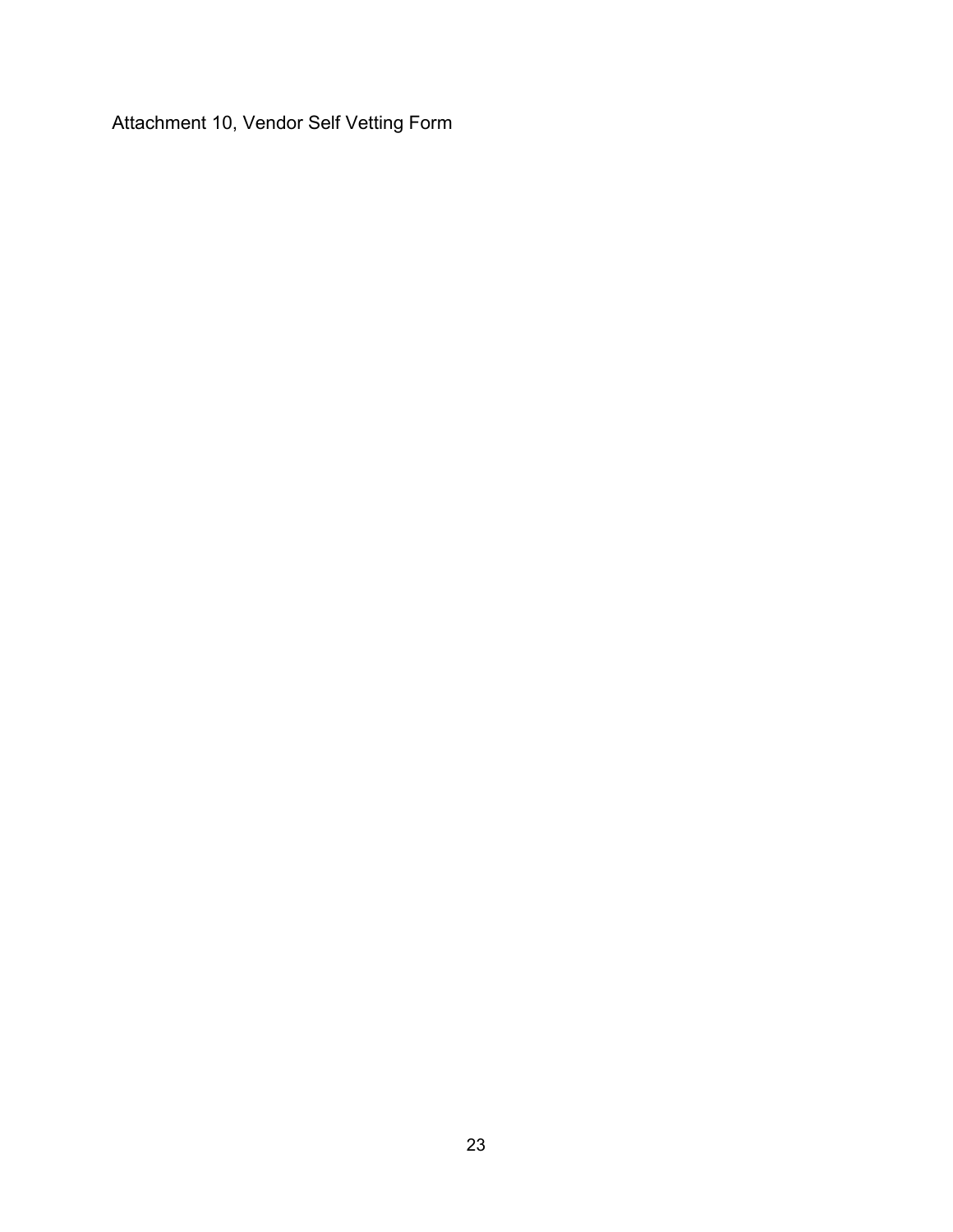Attachment 10, Vendor Self Vetting Form